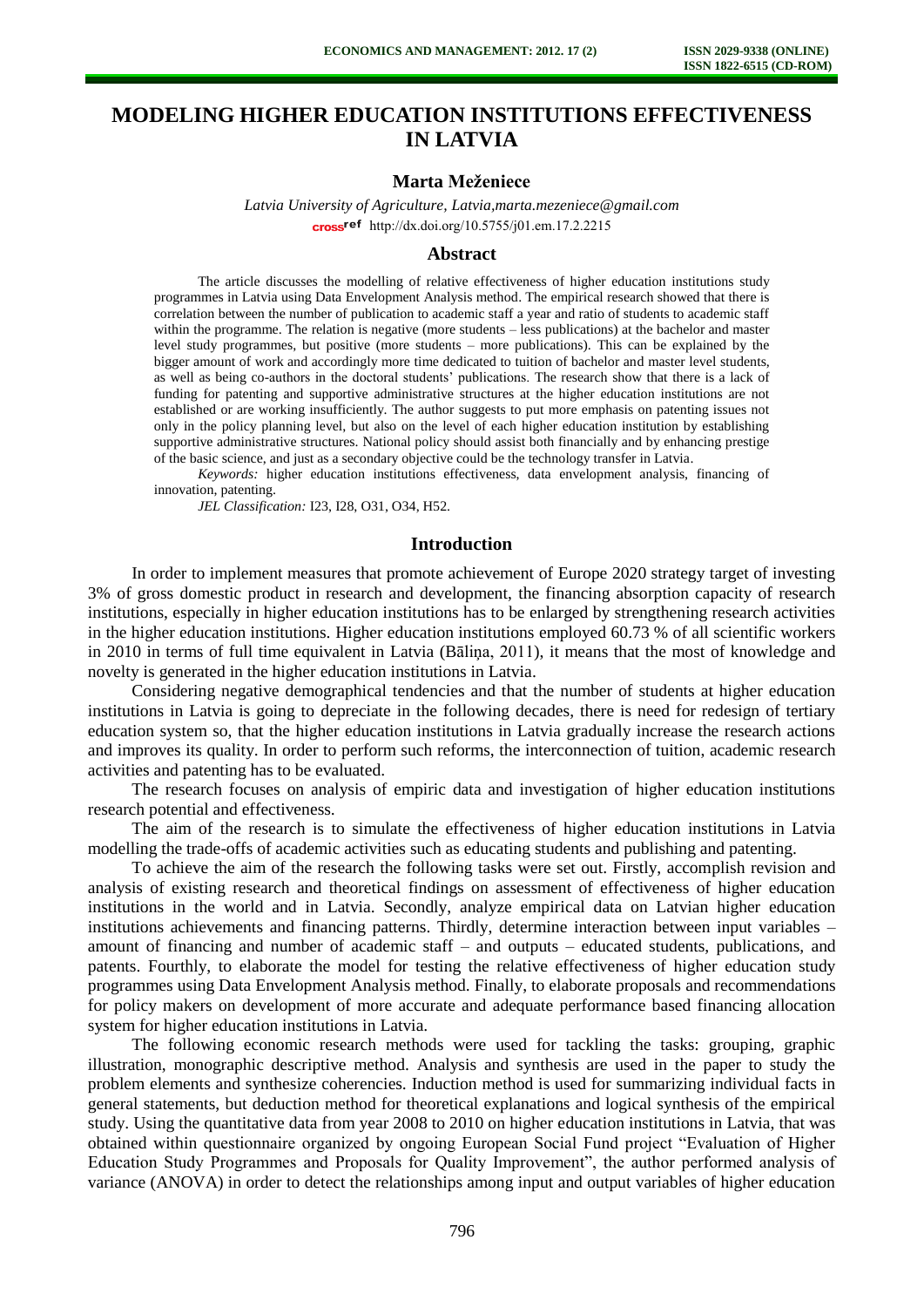# MODELING HIGHER EDUCATION INSTITUTIONS EFFECTIVENESS IN LATVIA

**Marta Meženiece**

*Latvia University of Agriculture, Latvia,marta.mezeniece@gmail.com*

crossref http://dx.doi.org/10.5755/j01.em.17.2.2215

## Abstract

The article discusses the modelling of relative effectiveness of higher education institutions study programmes in Latvia using Data Envelopment Analysis method. The empirical research showed that there is correlation between the number of publication to academic staff a year and ratio of students to academic staff within the programme. The relation is negative (more students – less publications) at the bachelor and master level study programmes, but positive (more students – more publications). This can be explained by the bigger amount of work and accordingly more time dedicated to tuition of bachelor and master level students, as well as being co-authors in the doctoral students' publications. The research show that there is a lack of funding for patenting and supportive administrative structures at the higher education institutions are not established or are working insufficiently. The author suggests to put more emphasis on patenting issues not only in the policy planning level, but also on the level of each higher education institution by establishing supportive administrative structures. National policy should assist both financially and by enhancing prestige of the basic science, and just as a secondary objective could be the technology transfer in Latvia.

*Keywords:* higher education institutions effectiveness, data envelopment analysis, financing of innovation, patenting.

*JEL Classification:* I23, I28, O31, O34, H52.

## Introduction

In order to implement measures that promote achievement of Europe 2020 strategy target of investing 3% of gross domestic product in research and development, the financing absorption capacity of research institutions, especially in higher education institutions has to be enlarged by strengthening research activities in the higher education institutions. Higher education institutions employed 60.73 % of all scientific workers in 2010 in terms of full time equivalent in Latvia (Bāliņa, 2011), it means that the most of knowledge and novelty is generated in the higher education institutions in Latvia.

Considering negative demographical tendencies and that the number of students at higher education institutions in Latvia is going to depreciate in the following decades, there is need for redesign of tertiary education system so, that the higher education institutions in Latvia gradually increase the research actions and improves its quality. In order to perform such reforms, the interconnection of tuition, academic research activities and patenting has to be evaluated.

The research focuses on analysis of empiric data and investigation of higher education institutions research potential and effectiveness.

The aim of the research is to simulate the effectiveness of higher education institutions in Latvia modelling the trade-offs of academic activities such as educating students and publishing and patenting.

To achieve the aim of the research the following tasks were set out. Firstly, accomplish revision and analysis of existing research and theoretical findings on assessment of effectiveness of higher education institutions in the world and in Latvia. Secondly, analyze empirical data on Latvian higher education institutions achievements and financing patterns. Thirdly, determine interaction between input variables – amount of financing and number of academic staff – and outputs – educated students, publications, and patents. Fourthly, to elaborate the model for testing the relative effectiveness of higher education study programmes using Data Envelopment Analysis method. Finally, to elaborate proposals and recommendations for policy makers on development of more accurate and adequate performance based financing allocation system for higher education institutions in Latvia.

The following economic research methods were used for tackling the tasks: grouping, graphic illustration, monographic descriptive method. Analysis and synthesis are used in the paper to study the problem elements and synthesize coherencies. Induction method is used for summarizing individual facts in general statements, but deduction method for theoretical explanations and logical synthesis of the empirical study. Using the quantitative data from year 2008 to 2010 on higher education institutions in Latvia, that was obtained within questionnaire organized by ongoing European Social Fund project "Evaluation of Higher Education Study Programmes and Proposals for Quality Improvement", the author performed analysis of variance (ANOVA) in order to detect the relationships among input and output variables of higher education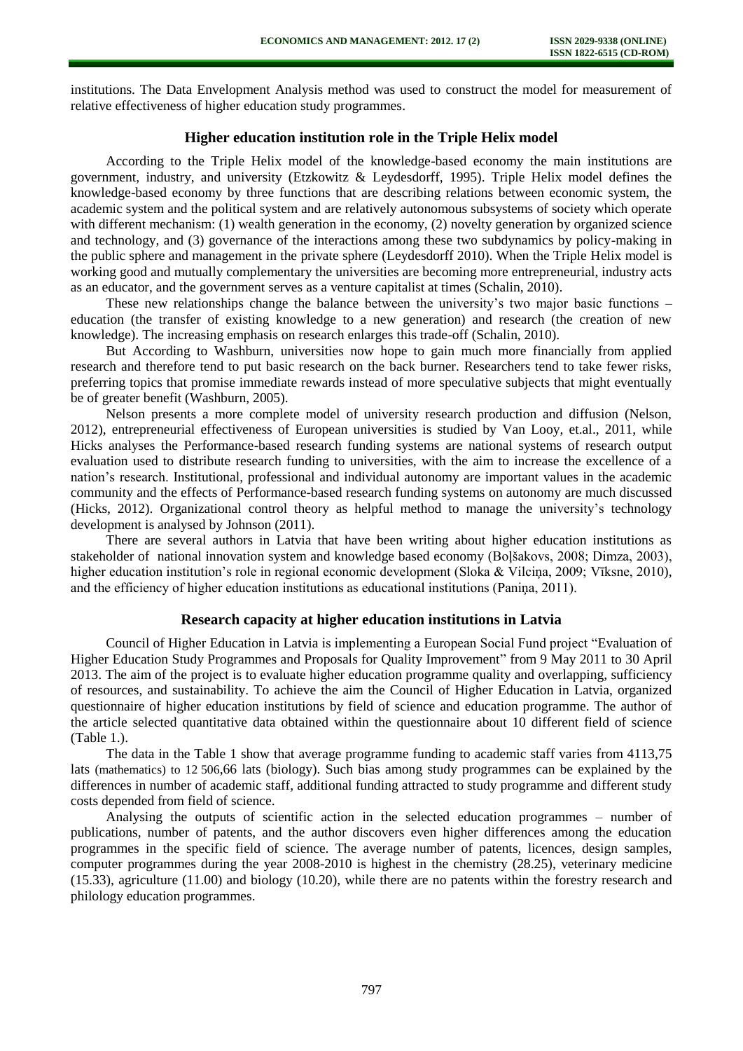institutions. The Data Envelopment Analysis method was used to construct the model for measurement of relative effectiveness of higher education study programmes.

## Higher education institution role in the Triple Helix model

According to the Triple Helix model of the knowledge-based economy the main institutions are government, industry, and university (Etzkowitz & Leydesdorff, 1995). Triple Helix model defines the knowledge-based economy by three functions that are describing relations between economic system, the academic system and the political system and are relatively autonomous subsystems of society which operate with different mechanism: (1) wealth generation in the economy, (2) novelty generation by organized science and technology, and (3) governance of the interactions among these two subdynamics by policy-making in the public sphere and management in the private sphere (Leydesdorff 2010). When the Triple Helix model is working good and mutually complementary the universities are becoming more entrepreneurial, industry acts as an educator, and the government serves as a venture capitalist at times (Schalin, 2010).

These new relationships change the balance between the university's two major basic functions – education (the transfer of existing knowledge to a new generation) and research (the creation of new knowledge). The increasing emphasis on research enlarges this trade-off (Schalin, 2010).

But According to Washburn, universities now hope to gain much more financially from applied research and therefore tend to put basic research on the back burner. Researchers tend to take fewer risks, preferring topics that promise immediate rewards instead of more speculative subjects that might eventually be of greater benefit (Washburn, 2005).

Nelson presents a more complete model of university research production and diffusion (Nelson, 2012), entrepreneurial effectiveness of European universities is studied by Van Looy, et.al., 2011, while Hicks analyses the Performance-based research funding systems are national systems of research output evaluation used to distribute research funding to universities, with the aim to increase the excellence of a nation's research. Institutional, professional and individual autonomy are important values in the academic community and the effects of Performance-based research funding systems on autonomy are much discussed (Hicks, 2012). Organizational control theory as helpful method to manage the university's technology development is analysed by Johnson (2011).

There are several authors in Latvia that have been writing about higher education institutions as stakeholder of national innovation system and knowledge based economy (Boļšakovs, 2008; Dimza, 2003), higher education institution's role in regional economic development (Sloka & Vilciņa, 2009; Vīksne, 2010), and the efficiency of higher education institutions as educational institutions (Paniņa, 2011).

## Research capacity at higher education institutions in Latvia

Council of Higher Education in Latvia is implementing a European Social Fund project "Evaluation of Higher Education Study Programmes and Proposals for Quality Improvement" from 9 May 2011 to 30 April 2013. The aim of the project is to evaluate higher education programme quality and overlapping, sufficiency of resources, and sustainability. To achieve the aim the Council of Higher Education in Latvia, organized questionnaire of higher education institutions by field of science and education programme. The author of the article selected quantitative data obtained within the questionnaire about 10 different field of science (Table 1.).

The data in the Table 1 show that average programme funding to academic staff varies from 4113,75 lats (mathematics) to 12 506,66 lats (biology). Such bias among study programmes can be explained by the differences in number of academic staff, additional funding attracted to study programme and different study costs depended from field of science.

Analysing the outputs of scientific action in the selected education programmes – number of publications, number of patents, and the author discovers even higher differences among the education programmes in the specific field of science. The average number of patents, licences, design samples, computer programmes during the year 2008-2010 is highest in the chemistry (28.25), veterinary medicine (15.33), agriculture (11.00) and biology (10.20), while there are no patents within the forestry research and philology education programmes.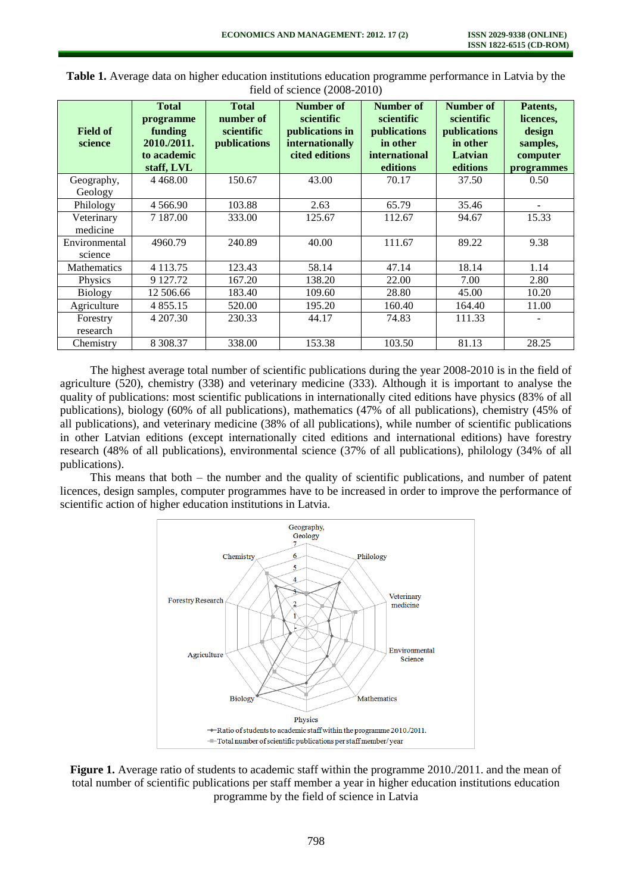**Table 1.** Average data on higher education institutions education programme performance in Latvia by the field of science (2008-2010)

| Field of science | Total programme funding 2010./2011. to academic staff, LVL | Total number of scientific publications | Number of scientific publications in internationally cited editions | Number of scientific publications in other international editions | Number of scientific publications in other Latvian editions | Patents, licences, design samples, computer programmes |
|---|---|---|---|---|---|---|
| Geography, Geology | 4 468.00 | 150.67 | 43.00 | 70.17 | 37.50 | 0.50 |
| Philology | 4 566.90 | 103.88 | 2.63 | 65.79 | 35.46 | - |
| Veterinary medicine | 7 187.00 | 333.00 | 125.67 | 112.67 | 94.67 | 15.33 |
| Environmental science | 4960.79 | 240.89 | 40.00 | 111.67 | 89.22 | 9.38 |
| Mathematics | 4 113.75 | 123.43 | 58.14 | 47.14 | 18.14 | 1.14 |
| Physics | 9 127.72 | 167.20 | 138.20 | 22.00 | 7.00 | 2.80 |
| Biology | 12 506.66 | 183.40 | 109.60 | 28.80 | 45.00 | 10.20 |
| Agriculture | 4 855.15 | 520.00 | 195.20 | 160.40 | 164.40 | 11.00 |
| Forestry research | 4 207.30 | 230.33 | 44.17 | 74.83 | 111.33 | - |
| Chemistry | 8 308.37 | 338.00 | 153.38 | 103.50 | 81.13 | 28.25 |

The highest average total number of scientific publications during the year 2008-2010 is in the field of agriculture (520), chemistry (338) and veterinary medicine (333). Although it is important to analyse the quality of publications: most scientific publications in internationally cited editions have physics (83% of all publications), biology (60% of all publications), mathematics (47% of all publications), chemistry (45% of all publications), and veterinary medicine (38% of all publications), while number of scientific publications in other Latvian editions (except internationally cited editions and international editions) have forestry research (48% of all publications), environmental science (37% of all publications), philology (34% of all publications).

This means that both – the number and the quality of scientific publications, and number of patent licences, design samples, computer programmes have to be increased in order to improve the performance of scientific action of higher education institutions in Latvia.

**Figure 1.** Average ratio of students to academic staff within the programme 2010./2011. and the mean of total number of scientific publications per staff member a year in higher education institutions education programme by the field of science in Latvia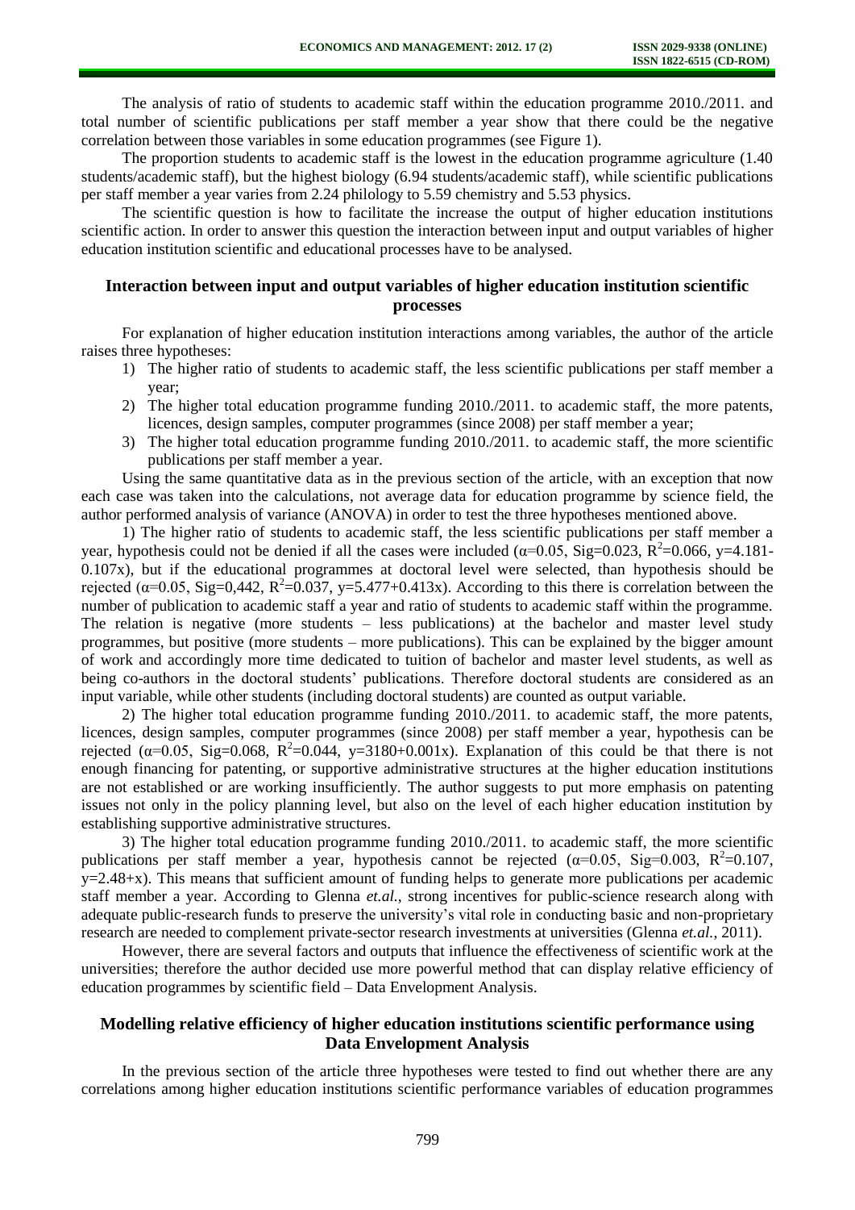The analysis of ratio of students to academic staff within the education programme 2010./2011. and total number of scientific publications per staff member a year show that there could be the negative correlation between those variables in some education programmes (see Figure 1).

The proportion students to academic staff is the lowest in the education programme agriculture (1.40 students/academic staff), but the highest biology (6.94 students/academic staff), while scientific publications per staff member a year varies from 2.24 philology to 5.59 chemistry and 5.53 physics.

The scientific question is how to facilitate the increase the output of higher education institutions scientific action. In order to answer this question the interaction between input and output variables of higher education institution scientific and educational processes have to be analysed.

## Interaction between input and output variables of higher education institution scientific processes

For explanation of higher education institution interactions among variables, the author of the article raises three hypotheses:

1) The higher ratio of students to academic staff, the less scientific publications per staff member a year;
2) The higher total education programme funding 2010./2011. to academic staff, the more patents, licences, design samples, computer programmes (since 2008) per staff member a year;
3) The higher total education programme funding 2010./2011. to academic staff, the more scientific publications per staff member a year.

Using the same quantitative data as in the previous section of the article, with an exception that now each case was taken into the calculations, not average data for education programme by science field, the author performed analysis of variance (ANOVA) in order to test the three hypotheses mentioned above.

1) The higher ratio of students to academic staff, the less scientific publications per staff member a year, hypothesis could not be denied if all the cases were included ($\alpha$=0.05, Sig=0.023, $R^2$=0.066, y=4.181-0.107x), but if the educational programmes at doctoral level were selected, than hypothesis should be rejected ($\alpha$=0.05, Sig=0,442, $R^2$=0.037, y=5.477+0.413x). According to this there is correlation between the number of publication to academic staff a year and ratio of students to academic staff within the programme. The relation is negative (more students – less publications) at the bachelor and master level study programmes, but positive (more students – more publications). This can be explained by the bigger amount of work and accordingly more time dedicated to tuition of bachelor and master level students, as well as being co-authors in the doctoral students' publications. Therefore doctoral students are considered as an input variable, while other students (including doctoral students) are counted as output variable.

2) The higher total education programme funding 2010./2011. to academic staff, the more patents, licences, design samples, computer programmes (since 2008) per staff member a year, hypothesis can be rejected ($\alpha$=0.05, Sig=0.068, $R^2$=0.044, y=3180+0.001x). Explanation of this could be that there is not enough financing for patenting, or supportive administrative structures at the higher education institutions are not established or are working insufficiently. The author suggests to put more emphasis on patenting issues not only in the policy planning level, but also on the level of each higher education institution by establishing supportive administrative structures.

3) The higher total education programme funding 2010./2011. to academic staff, the more scientific publications per staff member a year, hypothesis cannot be rejected ($\alpha$=0.05, Sig=0.003, $R^2$=0.107, y=2.48+x). This means that sufficient amount of funding helps to generate more publications per academic staff member a year. According to Glenna *et.al.*, strong incentives for public-science research along with adequate public-research funds to preserve the university's vital role in conducting basic and non-proprietary research are needed to complement private-sector research investments at universities (Glenna *et.al.*, 2011).

However, there are several factors and outputs that influence the effectiveness of scientific work at the universities; therefore the author decided use more powerful method that can display relative efficiency of education programmes by scientific field – Data Envelopment Analysis.

## Modelling relative efficiency of higher education institutions scientific performance using Data Envelopment Analysis

In the previous section of the article three hypotheses were tested to find out whether there are any correlations among higher education institutions scientific performance variables of education programmes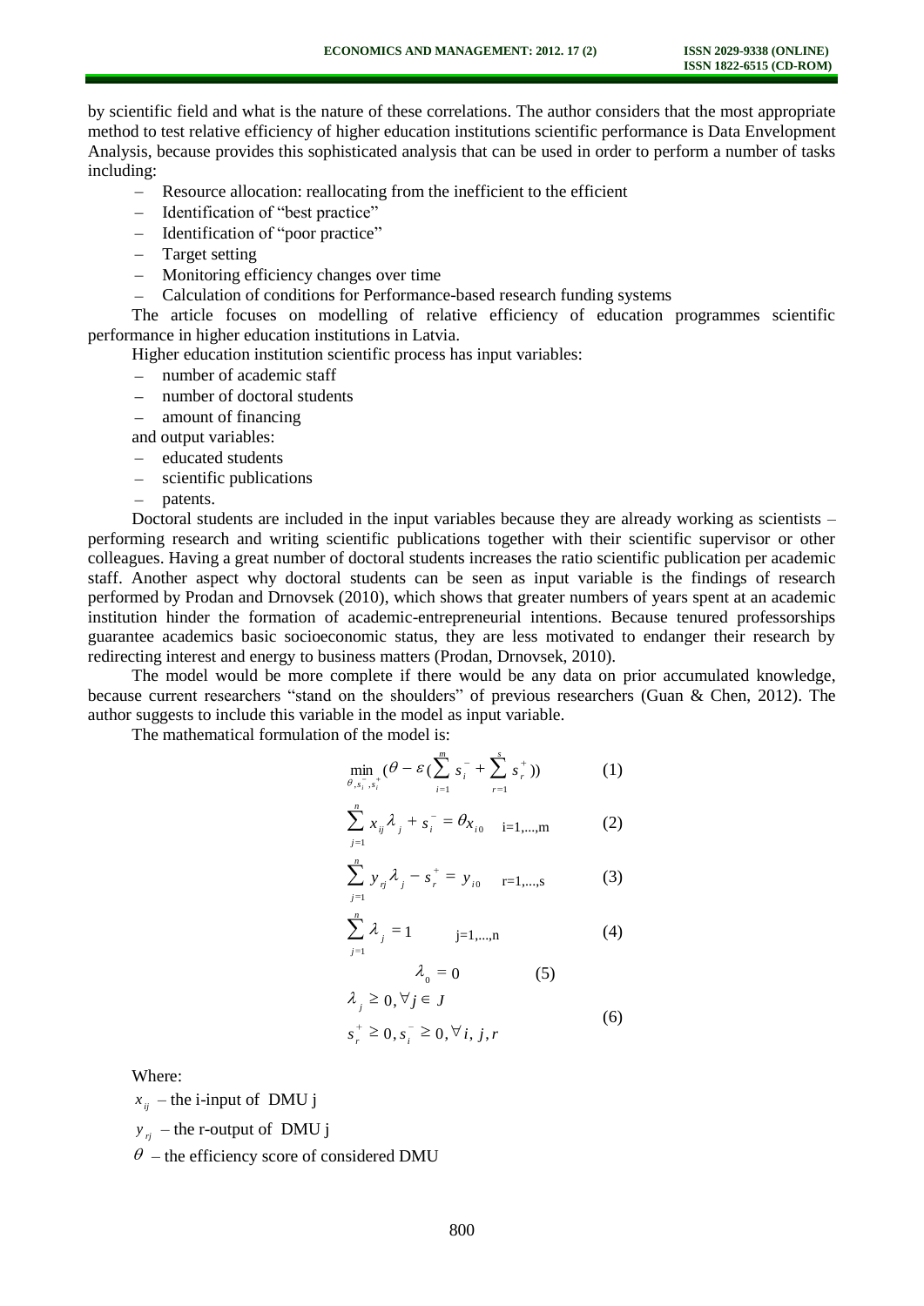by scientific field and what is the nature of these correlations. The author considers that the most appropriate method to test relative efficiency of higher education institutions scientific performance is Data Envelopment Analysis, because provides this sophisticated analysis that can be used in order to perform a number of tasks including:

- Resource allocation: reallocating from the inefficient to the efficient
- Identification of "best practice"
- Identification of "poor practice"
- Target setting
- Monitoring efficiency changes over time
- Calculation of conditions for Performance-based research funding systems

The article focuses on modelling of relative efficiency of education programmes scientific performance in higher education institutions in Latvia.

Higher education institution scientific process has input variables:

- number of academic staff
- number of doctoral students
- amount of financing

and output variables:

- educated students
- scientific publications
- patents.

Doctoral students are included in the input variables because they are already working as scientists – performing research and writing scientific publications together with their scientific supervisor or other colleagues. Having a great number of doctoral students increases the ratio scientific publication per academic staff. Another aspect why doctoral students can be seen as input variable is the findings of research performed by Prodan and Drnovsek (2010), which shows that greater numbers of years spent at an academic institution hinder the formation of academic-entrepreneurial intentions. Because tenured professorships guarantee academics basic socioeconomic status, they are less motivated to endanger their research by redirecting interest and energy to business matters (Prodan, Drnovsek, 2010).

The model would be more complete if there would be any data on prior accumulated knowledge, because current researchers "stand on the shoulders" of previous researchers (Guan & Chen, 2012). The author suggests to include this variable in the model as input variable.

The mathematical formulation of the model is:

$$\min_{\theta, s_i^-, s_i^+} \left(\theta - \varepsilon \left(\sum_{i=1}^{m} s_i^- + \sum_{r=1}^{s} s_r^+\right)\right) \qquad (1)$$

$$\sum_{j=1}^{n} x_{ij} \lambda_j + s_i^- = \theta x_{i0} \quad \text{i=1,...,m} \qquad (2)$$

$$\sum_{j=1}^{n} y_{rj} \lambda_j - s_r^+ = y_{i0} \quad \text{r=1,...,s} \qquad (3)$$

$$\sum_{j=1}^{n} \lambda_j = 1 \quad \text{j=1,...,n} \qquad (4)$$

$$\lambda_0 = 0 \qquad (5)$$

$$\lambda_j \geq 0, \forall j \in J$$
$$s_r^+ \geq 0, s_i^- \geq 0, \forall i, j, r \qquad (6)$$

Where:

$x_{ij}$ – the i-input of DMU j

$y_{rj}$ – the r-output of DMU j

$\theta$ – the efficiency score of considered DMU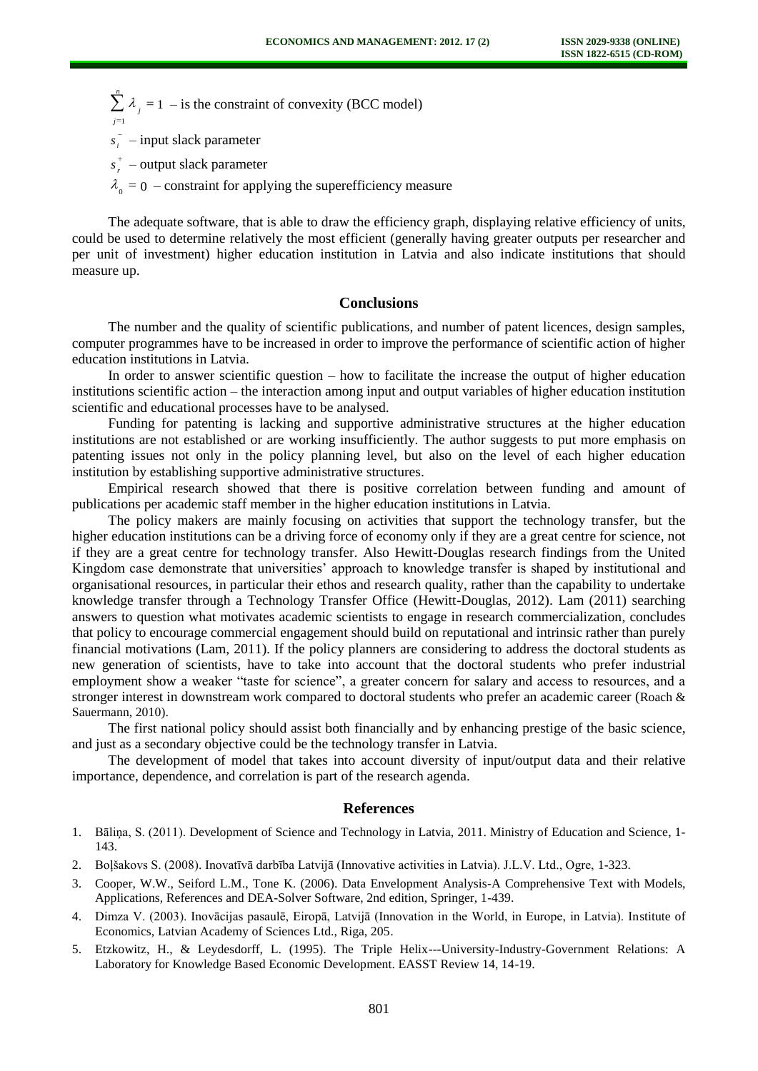$\sum_{j=1}^{n} \lambda_j = 1$ – is the constraint of convexity (BCC model)

$s_i^-$ – input slack parameter

$s_r^+$ – output slack parameter

$\lambda_0 = 0$ – constraint for applying the superefficiency measure

The adequate software, that is able to draw the efficiency graph, displaying relative efficiency of units, could be used to determine relatively the most efficient (generally having greater outputs per researcher and per unit of investment) higher education institution in Latvia and also indicate institutions that should measure up.

## Conclusions

The number and the quality of scientific publications, and number of patent licences, design samples, computer programmes have to be increased in order to improve the performance of scientific action of higher education institutions in Latvia.

In order to answer scientific question – how to facilitate the increase the output of higher education institutions scientific action – the interaction among input and output variables of higher education institution scientific and educational processes have to be analysed.

Funding for patenting is lacking and supportive administrative structures at the higher education institutions are not established or are working insufficiently. The author suggests to put more emphasis on patenting issues not only in the policy planning level, but also on the level of each higher education institution by establishing supportive administrative structures.

Empirical research showed that there is positive correlation between funding and amount of publications per academic staff member in the higher education institutions in Latvia.

The policy makers are mainly focusing on activities that support the technology transfer, but the higher education institutions can be a driving force of economy only if they are a great centre for science, not if they are a great centre for technology transfer. Also Hewitt-Douglas research findings from the United Kingdom case demonstrate that universities' approach to knowledge transfer is shaped by institutional and organisational resources, in particular their ethos and research quality, rather than the capability to undertake knowledge transfer through a Technology Transfer Office (Hewitt-Douglas, 2012). Lam (2011) searching answers to question what motivates academic scientists to engage in research commercialization, concludes that policy to encourage commercial engagement should build on reputational and intrinsic rather than purely financial motivations (Lam, 2011). If the policy planners are considering to address the doctoral students as new generation of scientists, have to take into account that the doctoral students who prefer industrial employment show a weaker "taste for science", a greater concern for salary and access to resources, and a stronger interest in downstream work compared to doctoral students who prefer an academic career (Roach & Sauermann, 2010).

The first national policy should assist both financially and by enhancing prestige of the basic science, and just as a secondary objective could be the technology transfer in Latvia.

The development of model that takes into account diversity of input/output data and their relative importance, dependence, and correlation is part of the research agenda.

## References

1. Bāliņa, S. (2011). Development of Science and Technology in Latvia, 2011. Ministry of Education and Science, 1-143.
2. Boļšakovs S. (2008). Inovatīvā darbība Latvijā (Innovative activities in Latvia). J.L.V. Ltd., Ogre, 1-323.
3. Cooper, W.W., Seiford L.M., Tone K. (2006). Data Envelopment Analysis-A Comprehensive Text with Models, Applications, References and DEA-Solver Software, 2nd edition, Springer, 1-439.
4. Dimza V. (2003). Inovācijas pasaulē, Eiropā, Latvijā (Innovation in the World, in Europe, in Latvia). Institute of Economics, Latvian Academy of Sciences Ltd., Riga, 205.
5. Etzkowitz, H., & Leydesdorff, L. (1995). The Triple Helix---University-Industry-Government Relations: A Laboratory for Knowledge Based Economic Development. EASST Review 14, 14-19.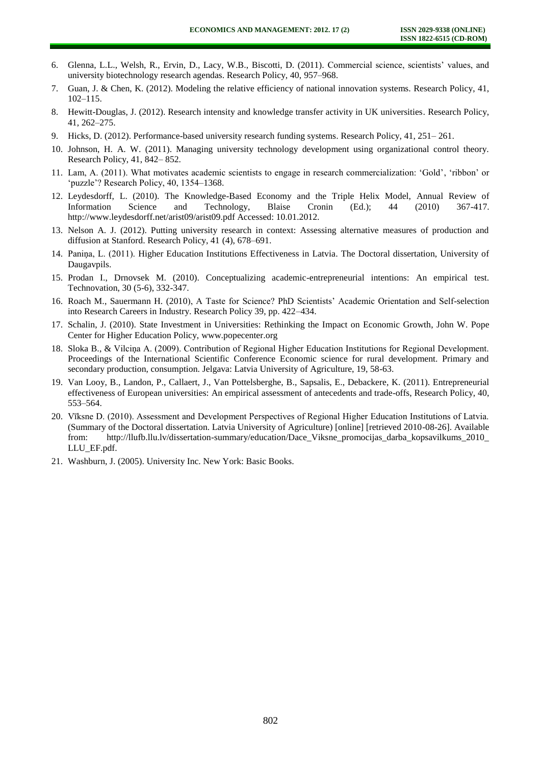6. Glenna, L.L., Welsh, R., Ervin, D., Lacy, W.B., Biscotti, D. (2011). Commercial science, scientists' values, and university biotechnology research agendas. Research Policy, 40, 957–968.
7. Guan, J. & Chen, K. (2012). Modeling the relative efficiency of national innovation systems. Research Policy, 41, 102–115.
8. Hewitt-Douglas, J. (2012). Research intensity and knowledge transfer activity in UK universities. Research Policy, 41, 262–275.
9. Hicks, D. (2012). Performance-based university research funding systems. Research Policy, 41, 251– 261.
10. Johnson, H. A. W. (2011). Managing university technology development using organizational control theory. Research Policy, 41, 842– 852.
11. Lam, A. (2011). What motivates academic scientists to engage in research commercialization: 'Gold', 'ribbon' or 'puzzle'? Research Policy, 40, 1354–1368.
12. Leydesdorff, L. (2010). The Knowledge-Based Economy and the Triple Helix Model, Annual Review of Information Science and Technology, Blaise Cronin (Ed.); 44 (2010) 367-417. http://www.leydesdorff.net/arist09/arist09.pdf Accessed: 10.01.2012.
13. Nelson A. J. (2012). Putting university research in context: Assessing alternative measures of production and diffusion at Stanford. Research Policy, 41 (4), 678–691.
14. Paniņa, L. (2011). Higher Education Institutions Effectiveness in Latvia. The Doctoral dissertation, University of Daugavpils.
15. Prodan I., Drnovsek M. (2010). Conceptualizing academic-entrepreneurial intentions: An empirical test. Technovation, 30 (5-6), 332-347.
16. Roach M., Sauermann H. (2010), A Taste for Science? PhD Scientists' Academic Orientation and Self-selection into Research Careers in Industry. Research Policy 39, pp. 422–434.
17. Schalin, J. (2010). State Investment in Universities: Rethinking the Impact on Economic Growth, John W. Pope Center for Higher Education Policy, www.popecenter.org
18. Sloka B., & Vilciņa A. (2009). Contribution of Regional Higher Education Institutions for Regional Development. Proceedings of the International Scientific Conference Economic science for rural development. Primary and secondary production, consumption. Jelgava: Latvia University of Agriculture, 19, 58-63.
19. Van Looy, B., Landon, P., Callaert, J., Van Pottelsberghe, B., Sapsalis, E., Debackere, K. (2011). Entrepreneurial effectiveness of European universities: An empirical assessment of antecedents and trade-offs, Research Policy, 40, 553–564.
20. Vīksne D. (2010). Assessment and Development Perspectives of Regional Higher Education Institutions of Latvia. (Summary of the Doctoral dissertation. Latvia University of Agriculture) [online] [retrieved 2010-08-26]. Available from: http://llufb.llu.lv/dissertation-summary/education/Dace_Viksne_promocijas_darba_kopsavilkums_2010_LLU_EF.pdf.
21. Washburn, J. (2005). University Inc. New York: Basic Books.